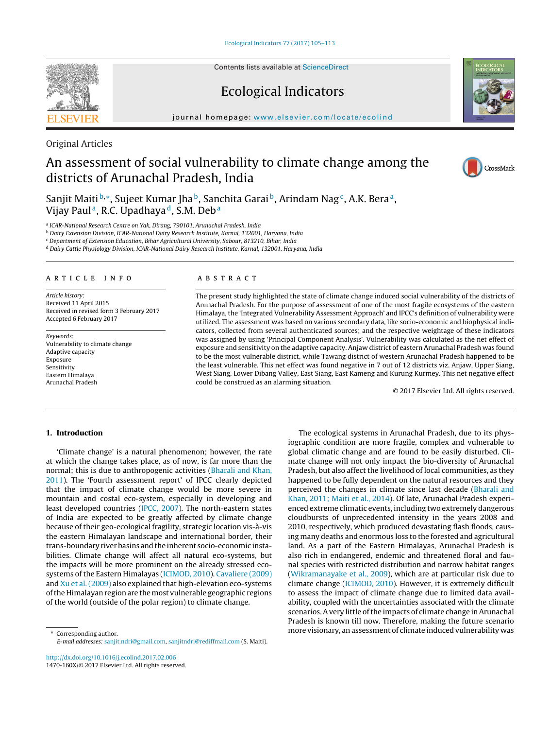Original Articles

# An assessment of social vulnerability to climate change among the districts of Arunachal Pradesh, India

Sanjit Maiti[b,*], Sujeet Kumar Jha[b], Sanchita Garai[b], Arindam Nag[c], A.K. Bera[a], Vijay Paul[a], R.C. Upadhaya[d], S.M. Deb[a]

[a] ICAR-National Research Centre on Yak, Dirang, 790101, Arunachal Pradesh, India
[b] Dairy Extension Division, ICAR-National Dairy Research Institute, Karnal, 132001, Haryana, India
[c] Department of Extension Education, Bihar Agricultural University, Sabour, 813210, Bihar, India
[d] Dairy Cattle Physiology Division, ICAR-National Dairy Research Institute, Karnal, 132001, Haryana, India

## ARTICLE INFO

*Article history:*
Received 11 April 2015
Received in revised form 3 February 2017
Accepted 6 February 2017

*Keywords:*
Vulnerability to climate change
Adaptive capacity
Exposure
Sensitivity
Eastern Himalaya
Arunachal Pradesh

## ABSTRACT

The present study highlighted the state of climate change induced social vulnerability of the districts of Arunachal Pradesh. For the purpose of assessment of one of the most fragile ecosystems of the eastern Himalaya, the 'Integrated Vulnerability Assessment Approach' and IPCC's definition of vulnerability were utilized. The assessment was based on various secondary data, like socio-economic and biophysical indicators, collected from several authenticated sources; and the respective weightage of these indicators was assigned by using 'Principal Component Analysis'. Vulnerability was calculated as the net effect of exposure and sensitivity on the adaptive capacity. Anjaw district of eastern Arunachal Pradesh was found to be the most vulnerable district, while Tawang district of western Arunachal Pradesh happened to be the least vulnerable. This net effect was found negative in 7 out of 12 districts viz. Anjaw, Upper Siang, West Siang, Lower Dibang Valley, East Siang, East Kameng and Kurung Kurmey. This net negative effect could be construed as an alarming situation.

© 2017 Elsevier Ltd. All rights reserved.

## 1. Introduction

'Climate change' is a natural phenomenon; however, the rate at which the change takes place, as of now, is far more than the normal; this is due to anthropogenic activities (Bharali and Khan, 2011). The 'Fourth assessment report' of IPCC clearly depicted that the impact of climate change would be more severe in mountain and costal eco-system, especially in developing and least developed countries (IPCC, 2007). The north-eastern states of India are expected to be greatly affected by climate change because of their geo-ecological fragility, strategic location vis-à-vis the eastern Himalayan landscape and international border, their trans-boundary river basins and the inherent socio-economic instabilities. Climate change will affect all natural eco-systems, but the impacts will be more prominent on the already stressed eco-systems of the Eastern Himalayas (ICIMOD, 2010). Cavaliere (2009) and Xu et al. (2009) also explained that high-elevation eco-systems of the Himalayan region are the most vulnerable geographic regions of the world (outside of the polar region) to climate change.

The ecological systems in Arunachal Pradesh, due to its physiographic condition are more fragile, complex and vulnerable to global climatic change and are found to be easily disturbed. Climate change will not only impact the bio-diversity of Arunachal Pradesh, but also affect the livelihood of local communities, as they happened to be fully dependent on the natural resources and they perceived the changes in climate since last decade (Bharali and Khan, 2011; Maiti et al., 2014). Of late, Arunachal Pradesh experienced extreme climatic events, including two extremely dangerous cloudbursts of unprecedented intensity in the years 2008 and 2010, respectively, which produced devastating flash floods, causing many deaths and enormous loss to the forested and agricultural land. As a part of the Eastern Himalayas, Arunachal Pradesh is also rich in endangered, endemic and threatened floral and faunal species with restricted distribution and narrow habitat ranges (Wikramanayake et al., 2009), which are at particular risk due to climate change (ICIMOD, 2010). However, it is extremely difficult to assess the impact of climate change due to limited data availability, coupled with the uncertainties associated with the climate scenarios. A very little of the impacts of climate change in Arunachal Pradesh is known till now. Therefore, making the future scenario more visionary, an assessment of climate induced vulnerability was

* Corresponding author.
*E-mail addresses:* sanjit.ndri@gmail.com, sanjitndri@rediffmail.com (S. Maiti).

http://dx.doi.org/10.1016/j.ecolind.2017.02.006
1470-160X/© 2017 Elsevier Ltd. All rights reserved.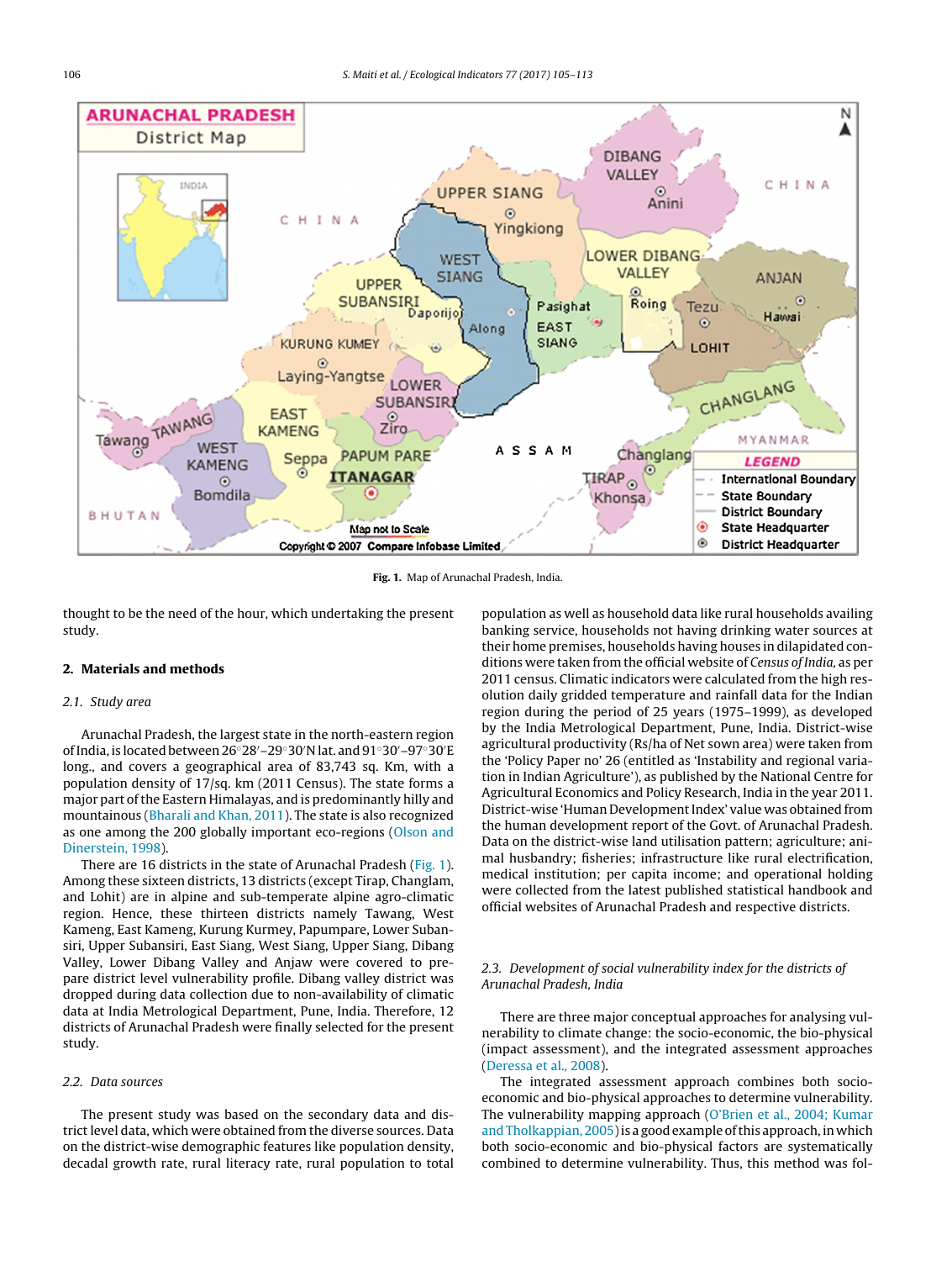Fig. 1. Map of Arunachal Pradesh, India.

thought to be the need of the hour, which undertaking the present study.

## 2. Materials and methods

### 2.1. Study area

Arunachal Pradesh, the largest state in the north-eastern region of India, is located between 26°28′–29°30′N lat. and 91°30′–97°30′E long., and covers a geographical area of 83,743 sq. Km, with a population density of 17/sq. km (2011 Census). The state forms a major part of the Eastern Himalayas, and is predominantly hilly and mountainous (Bharali and Khan, 2011). The state is also recognized as one among the 200 globally important eco-regions (Olson and Dinerstein, 1998).

There are 16 districts in the state of Arunachal Pradesh (Fig. 1). Among these sixteen districts, 13 districts (except Tirap, Changlam, and Lohit) are in alpine and sub-temperate alpine agro-climatic region. Hence, these thirteen districts namely Tawang, West Kameng, East Kameng, Kurung Kurmey, Papumpare, Lower Subansiri, Upper Subansiri, East Siang, West Siang, Upper Siang, Dibang Valley, Lower Dibang Valley and Anjaw were covered to prepare district level vulnerability profile. Dibang valley district was dropped during data collection due to non-availability of climatic data at India Metrological Department, Pune, India. Therefore, 12 districts of Arunachal Pradesh were finally selected for the present study.

### 2.2. Data sources

The present study was based on the secondary data and district level data, which were obtained from the diverse sources. Data on the district-wise demographic features like population density, decadal growth rate, rural literacy rate, rural population to total population as well as household data like rural households availing banking service, households not having drinking water sources at their home premises, households having houses in dilapidated conditions were taken from the official website of *Census of India*, as per 2011 census. Climatic indicators were calculated from the high resolution daily gridded temperature and rainfall data for the Indian region during the period of 25 years (1975–1999), as developed by the India Metrological Department, Pune, India. District-wise agricultural productivity (Rs/ha of Net sown area) were taken from the 'Policy Paper no' 26 (entitled as 'Instability and regional variation in Indian Agriculture'), as published by the National Centre for Agricultural Economics and Policy Research, India in the year 2011. District-wise 'Human Development Index' value was obtained from the human development report of the Govt. of Arunachal Pradesh. Data on the district-wise land utilisation pattern; agriculture; animal husbandry; fisheries; infrastructure like rural electrification, medical institution; per capita income; and operational holding were collected from the latest published statistical handbook and official websites of Arunachal Pradesh and respective districts.

### 2.3. Development of social vulnerability index for the districts of Arunachal Pradesh, India

There are three major conceptual approaches for analysing vulnerability to climate change: the socio-economic, the bio-physical (impact assessment), and the integrated assessment approaches (Deressa et al., 2008).

The integrated assessment approach combines both socio-economic and bio-physical approaches to determine vulnerability. The vulnerability mapping approach (O'Brien et al., 2004; Kumar and Tholkappian, 2005) is a good example of this approach, in which both socio-economic and bio-physical factors are systematically combined to determine vulnerability. Thus, this method was fol-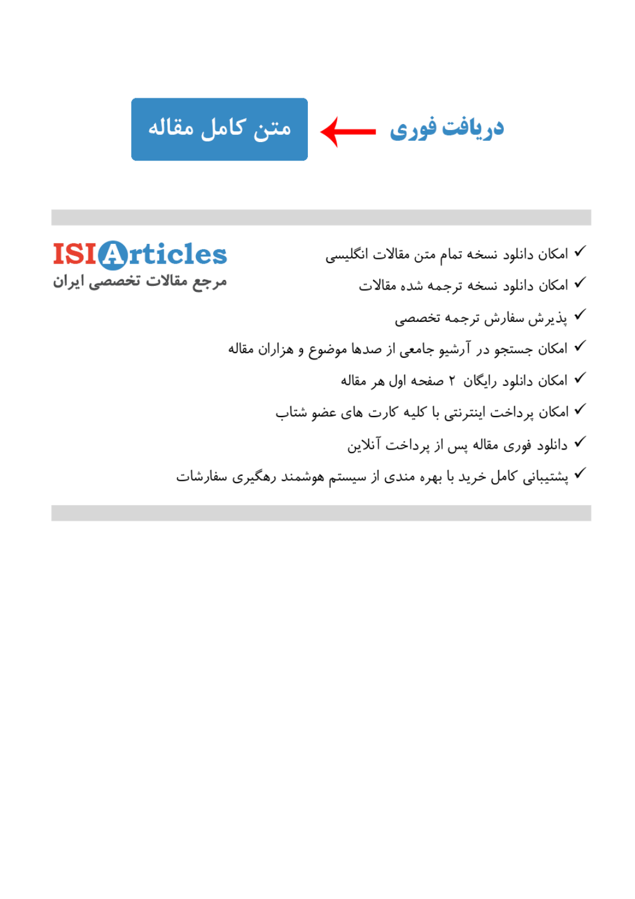دریافت فوری ← متن کامل مقاله

**ISIArticles**
مرجع مقالات تخصصی ایران

- ✓ امکان دانلود نسخه تمام متن مقالات انگلیسی
- ✓ امکان دانلود نسخه ترجمه شده مقالات
- ✓ پذیرش سفارش ترجمه تخصصی
- ✓ امکان جستجو در آرشیو جامعی از صدها موضوع و هزاران مقاله
- ✓ امکان دانلود رایگان ۲ صفحه اول هر مقاله
- ✓ امکان پرداخت اینترنتی با کلیه کارت های عضو شتاب
- ✓ دانلود فوری مقاله پس از پرداخت آنلاین
- ✓ پشتیبانی کامل خرید با بهره مندی از سیستم هوشمند رهگیری سفارشات